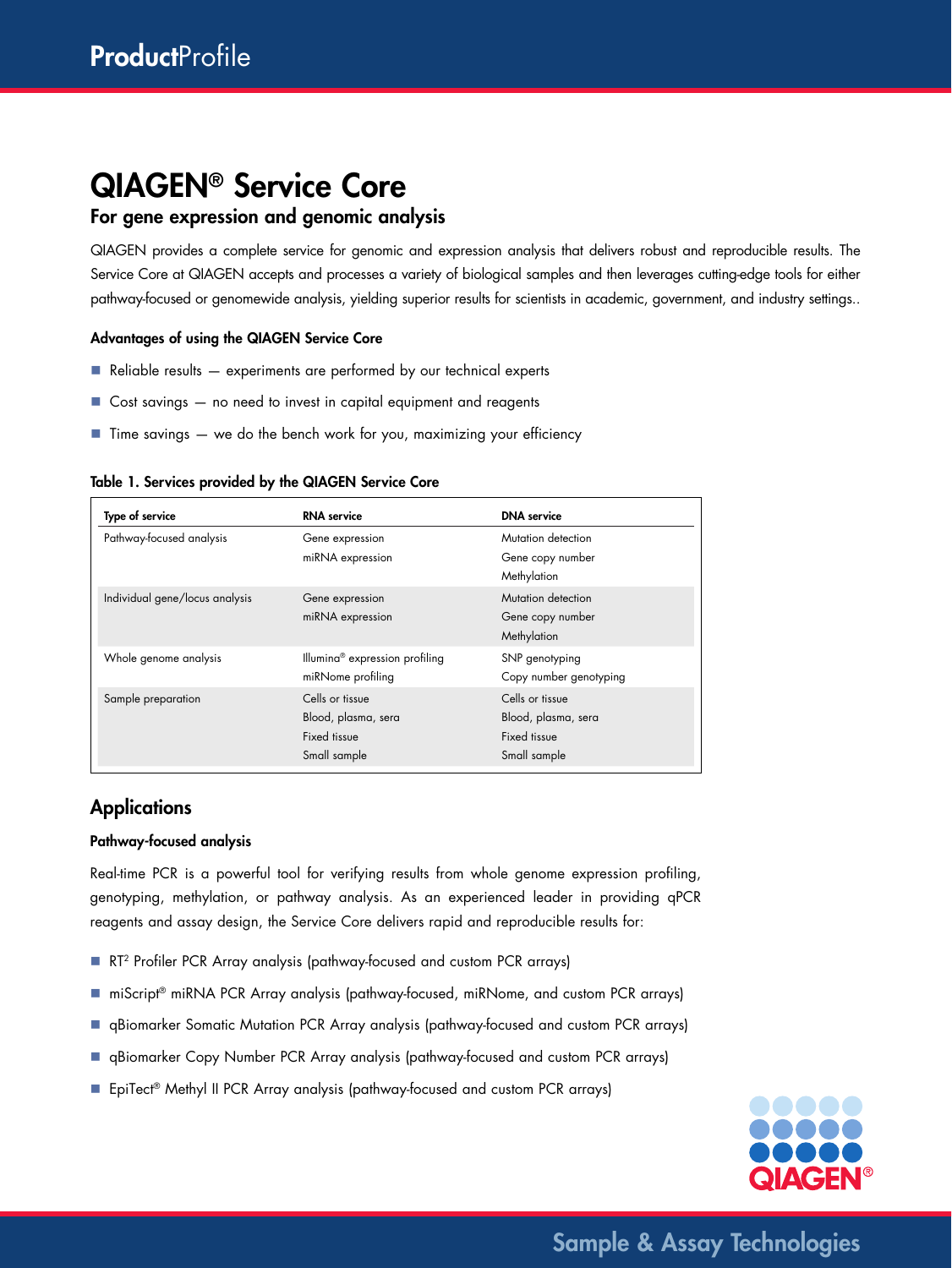# QIAGEN® Service Core

## For gene expression and genomic analysis

QIAGEN provides a complete service for genomic and expression analysis that delivers robust and reproducible results. The Service Core at QIAGEN accepts and processes a variety of biological samples and then leverages cutting-edge tools for either pathway-focused or genomewide analysis, yielding superior results for scientists in academic, government, and industry settings..

#### Advantages of using the QIAGEN Service Core

- Reliable results — experiments are performed by our technical experts
- Cost savings — no need to invest in capital equipment and reagents
- Time savings — we do the bench work for you, maximizing your efficiency

**Table 1. Services provided by the QIAGEN Service Core**

| Type of service | RNA service | DNA service |
|---|---|---|
| Pathway-focused analysis | Gene expression<br>miRNA expression | Mutation detection<br>Gene copy number<br>Methylation |
| Individual gene/locus analysis | Gene expression<br>miRNA expression | Mutation detection<br>Gene copy number<br>Methylation |
| Whole genome analysis | Illumina® expression profiling<br>miRNome profiling | SNP genotyping<br>Copy number genotyping |
| Sample preparation | Cells or tissue<br>Blood, plasma, sera<br>Fixed tissue<br>Small sample | Cells or tissue<br>Blood, plasma, sera<br>Fixed tissue<br>Small sample |

## Applications

#### Pathway-focused analysis

Real-time PCR is a powerful tool for verifying results from whole genome expression profiling, genotyping, methylation, or pathway analysis. As an experienced leader in providing qPCR reagents and assay design, the Service Core delivers rapid and reproducible results for:

- RT² Profiler PCR Array analysis (pathway-focused and custom PCR arrays)
- miScript® miRNA PCR Array analysis (pathway-focused, miRNome, and custom PCR arrays)
- qBiomarker Somatic Mutation PCR Array analysis (pathway-focused and custom PCR arrays)
- qBiomarker Copy Number PCR Array analysis (pathway-focused and custom PCR arrays)
- EpiTect® Methyl II PCR Array analysis (pathway-focused and custom PCR arrays)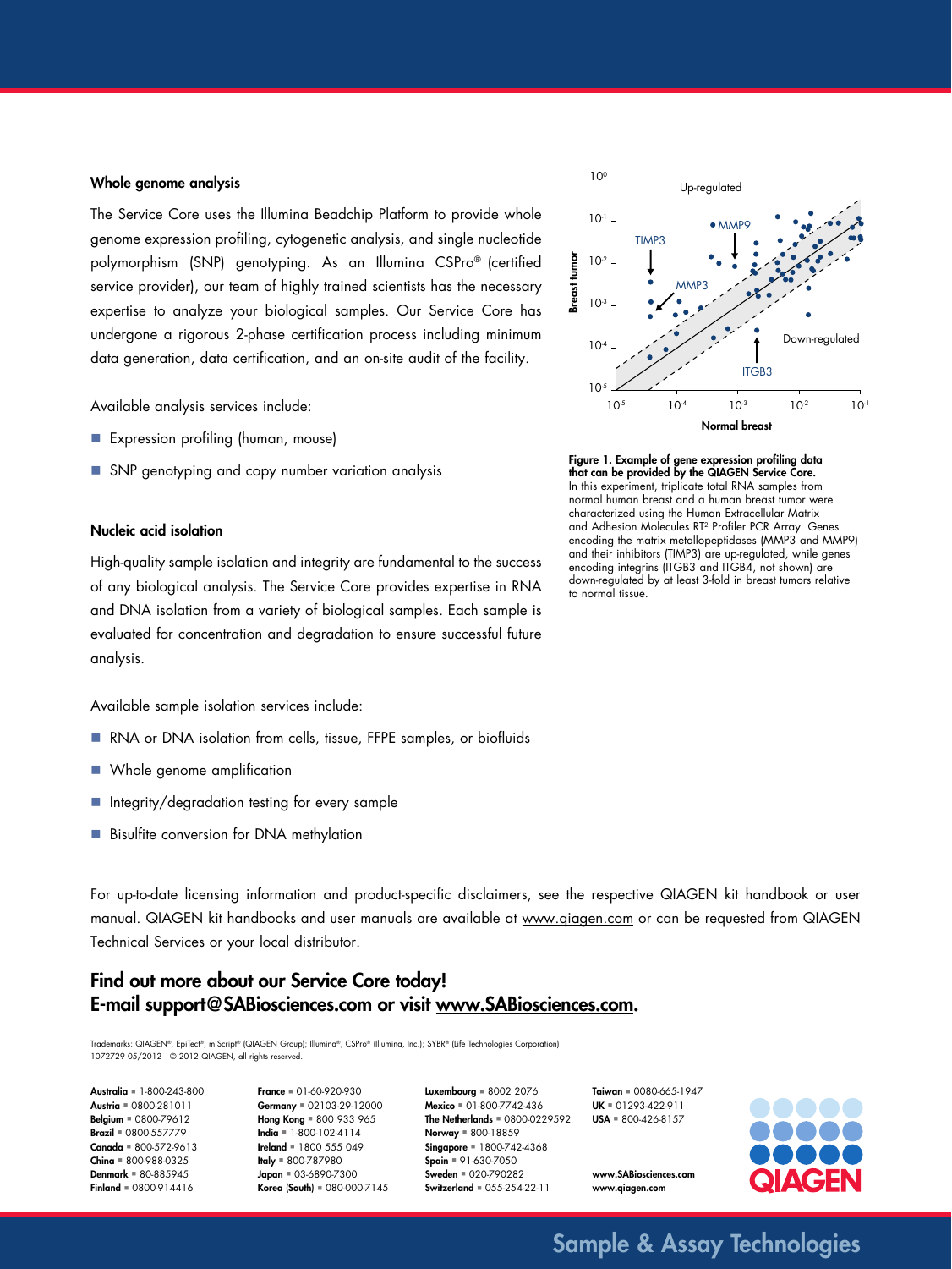### Whole genome analysis

The Service Core uses the Illumina Beadchip Platform to provide whole genome expression profiling, cytogenetic analysis, and single nucleotide polymorphism (SNP) genotyping. As an Illumina CSPro® (certified service provider), our team of highly trained scientists has the necessary expertise to analyze your biological samples. Our Service Core has undergone a rigorous 2-phase certification process including minimum data generation, data certification, and an on-site audit of the facility.

Available analysis services include:

- Expression profiling (human, mouse)
- SNP genotyping and copy number variation analysis

### Nucleic acid isolation

High-quality sample isolation and integrity are fundamental to the success of any biological analysis. The Service Core provides expertise in RNA and DNA isolation from a variety of biological samples. Each sample is evaluated for concentration and degradation to ensure successful future analysis.

Available sample isolation services include:

- RNA or DNA isolation from cells, tissue, FFPE samples, or biofluids
- Whole genome amplification
- Integrity/degradation testing for every sample
- Bisulfite conversion for DNA methylation

Up-regulated
Down-regulated
MMP9
TIMP3
MMP3
ITGB3
Breast tumor
Normal breast
$10^{0}$
$10^{-1}$
$10^{-2}$
$10^{-3}$
$10^{-4}$
$10^{-5}$

**Figure 1. Example of gene expression profiling data that can be provided by the QIAGEN Service Core.** In this experiment, triplicate total RNA samples from normal human breast and a human breast tumor were characterized using the Human Extracellular Matrix and Adhesion Molecules RT² Profiler PCR Array. Genes encoding the matrix metallopeptidases (MMP3 and MMP9) and their inhibitors (TIMP3) are up-regulated, while genes encoding integrins (ITGB3 and ITGB4, not shown) are down-regulated by at least 3-fold in breast tumors relative to normal tissue.

For up-to-date licensing information and product-specific disclaimers, see the respective QIAGEN kit handbook or user manual. QIAGEN kit handbooks and user manuals are available at www.qiagen.com or can be requested from QIAGEN Technical Services or your local distributor.

## Find out more about our Service Core today! E-mail support@SABiosciences.com or visit www.SABiosciences.com.

Trademarks: QIAGEN®, EpiTect®, miScript® (QIAGEN Group); Illumina®, CSPro® (Illumina, Inc.); SYBR® (Life Technologies Corporation)
1072729 05/2012 © 2012 QIAGEN, all rights reserved.

**Australia** ■ 1-800-243-800
**Austria** ■ 0800-281011
**Belgium** ■ 0800-79612
**Brazil** ■ 0800-557779
**Canada** ■ 800-572-9613
**China** ■ 800-988-0325
**Denmark** ■ 80-885945
**Finland** ■ 0800-914416
**France** ■ 01-60-920-930
**Germany** ■ 02103-29-12000
**Hong Kong** ■ 800 933 965
**India** ■ 1-800-102-4114
**Ireland** ■ 1800 555 049
**Italy** ■ 800-787980
**Japan** ■ 03-6890-7300
**Korea (South)** ■ 080-000-7145
**Luxembourg** ■ 8002 2076
**Mexico** ■ 01-800-7742-436
**The Netherlands** ■ 0800-0229592
**Norway** ■ 800-18859
**Singapore** ■ 1800-742-4368
**Spain** ■ 91-630-7050
**Sweden** ■ 020-790282
**Switzerland** ■ 055-254-22-11
**Taiwan** ■ 0080-665-1947
**UK** ■ 01293-422-911
**USA** ■ 800-426-8157

www.SABiosciences.com
www.qiagen.com

QIAGEN

Sample & Assay Technologies